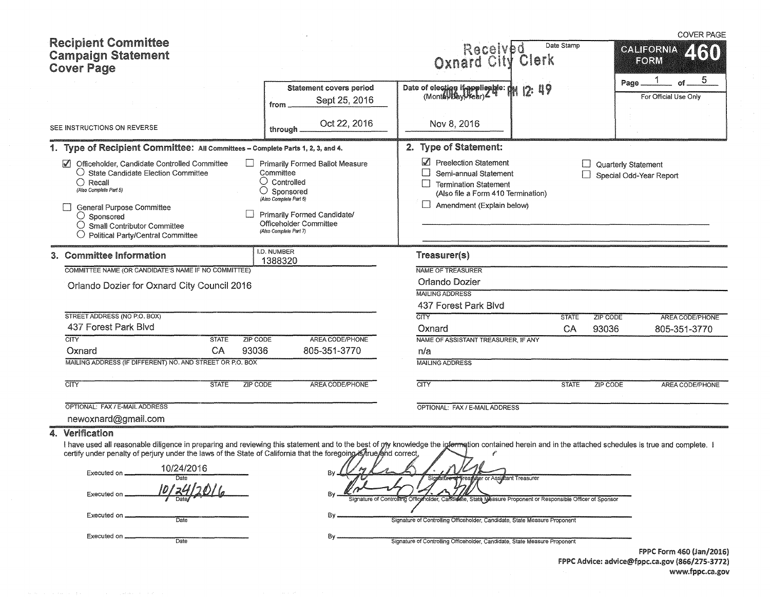# Recipient Committee Campaign Statement Cover Page

COVER PAGE

**CALIFORNIA FORM 460**

Page 1 of 5

For Official Use Only

Received Oxnard City Clerk
2016 OCT 24 PM 12: 49

Date Stamp

SEE INSTRUCTIONS ON REVERSE

| Statement covers period | Date of election if applicable: (Month, Day, Year) |
|---|---|
| from Sept 25, 2016 | |
| through Oct 22, 2016 | Nov 8, 2016 |

## 1. Type of Recipient Committee: All Committees – Complete Parts 1, 2, 3, and 4.

- ☑ Officeholder, Candidate Controlled Committee
  - ○ State Candidate Election Committee
  - ○ Recall (Also Complete Part 5)
- ☐ General Purpose Committee
  - ○ Sponsored
  - ○ Small Contributor Committee
  - ○ Political Party/Central Committee
- ☐ Primarily Formed Ballot Measure Committee
  - ○ Controlled
  - ○ Sponsored (Also Complete Part 6)
- ☐ Primarily Formed Candidate/Officeholder Committee (Also Complete Part 7)

## 2. Type of Statement:

- ☑ Preelection Statement
- ☐ Semi-annual Statement
- ☐ Termination Statement (Also file a Form 410 Termination)
- ☐ Amendment (Explain below)
- ☐ Quarterly Statement
- ☐ Special Odd-Year Report

## 3. Committee Information

I.D. NUMBER: 1388320

COMMITTEE NAME (OR CANDIDATE'S NAME IF NO COMMITTEE): Orlando Dozier for Oxnard City Council 2016

STREET ADDRESS (NO P.O. BOX): 437 Forest Park Blvd

| CITY | STATE | ZIP CODE | AREA CODE/PHONE |
|---|---|---|---|
| Oxnard | CA | 93036 | 805-351-3770 |

MAILING ADDRESS (IF DIFFERENT) NO. AND STREET OR P.O. BOX:

| CITY | STATE | ZIP CODE | AREA CODE/PHONE |
|---|---|---|---|
| | | | |

OPTIONAL: FAX / E-MAIL ADDRESS: newoxnard@gmail.com

### Treasurer(s)

NAME OF TREASURER: Orlando Dozier

MAILING ADDRESS: 437 Forest Park Blvd

| CITY | STATE | ZIP CODE | AREA CODE/PHONE |
|---|---|---|---|
| Oxnard | CA | 93036 | 805-351-3770 |

NAME OF ASSISTANT TREASURER, IF ANY: n/a

MAILING ADDRESS:

| CITY | STATE | ZIP CODE | AREA CODE/PHONE |
|---|---|---|---|
| | | | |

OPTIONAL: FAX / E-MAIL ADDRESS:

## 4. Verification

I have used all reasonable diligence in preparing and reviewing this statement and to the best of my knowledge the information contained herein and in the attached schedules is true and complete. I certify under penalty of perjury under the laws of the State of California that the foregoing is true and correct.

Executed on 10/24/2016 By [signature] — Signature of Treasurer or Assistant Treasurer

Executed on 10/24/2016 By [signature] — Signature of Controlling Officeholder, Candidate, State Measure Proponent or Responsible Officer of Sponsor

Executed on ________ By ________ — Signature of Controlling Officeholder, Candidate, State Measure Proponent

Executed on ________ By ________ — Signature of Controlling Officeholder, Candidate, State Measure Proponent

**FPPC Form 460 (Jan/2016)**
**FPPC Advice: advice@fppc.ca.gov (866/275-3772)**
**www.fppc.ca.gov**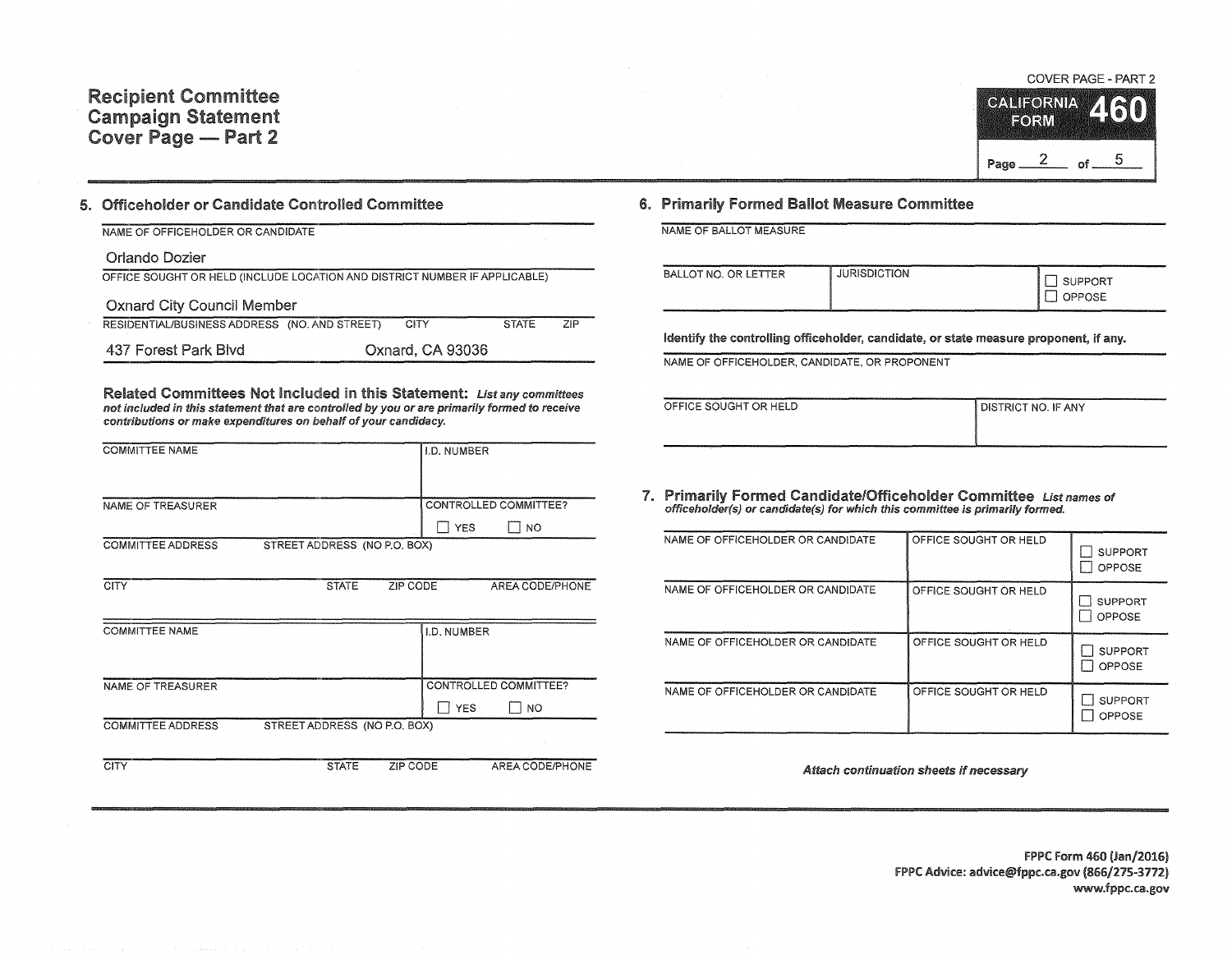# Recipient Committee Campaign Statement Cover Page — Part 2

COVER PAGE - PART 2

CALIFORNIA FORM **460**

Page 2 of 5

## 5. Officeholder or Candidate Controlled Committee

NAME OF OFFICEHOLDER OR CANDIDATE

Orlando Dozier

OFFICE SOUGHT OR HELD (INCLUDE LOCATION AND DISTRICT NUMBER IF APPLICABLE)

Oxnard City Council Member

| RESIDENTIAL/BUSINESS ADDRESS (NO. AND STREET) | CITY | STATE | ZIP |
|---|---|---|---|
| 437 Forest Park Blvd | Oxnard, CA 93036 | | |

**Related Committees Not Included in this Statement:** *List any committees not included in this statement that are controlled by you or are primarily formed to receive contributions or make expenditures on behalf of your candidacy.*

| COMMITTEE NAME | | | I.D. NUMBER |
|---|---|---|---|
| | | | |
| NAME OF TREASURER | | | CONTROLLED COMMITTEE? ☐ YES ☐ NO |
| COMMITTEE ADDRESS | STREET ADDRESS (NO P.O. BOX) | | |
| CITY | STATE | ZIP CODE | AREA CODE/PHONE |

| COMMITTEE NAME | | | I.D. NUMBER |
|---|---|---|---|
| | | | |
| NAME OF TREASURER | | | CONTROLLED COMMITTEE? ☐ YES ☐ NO |
| COMMITTEE ADDRESS | STREET ADDRESS (NO P.O. BOX) | | |
| CITY | STATE | ZIP CODE | AREA CODE/PHONE |

## 6. Primarily Formed Ballot Measure Committee

NAME OF BALLOT MEASURE

| BALLOT NO. OR LETTER | JURISDICTION | ☐ SUPPORT ☐ OPPOSE |
|---|---|---|
| | | |

**Identify the controlling officeholder, candidate, or state measure proponent, if any.**

NAME OF OFFICEHOLDER, CANDIDATE, OR PROPONENT

| OFFICE SOUGHT OR HELD | DISTRICT NO. IF ANY |
|---|---|
| | |

## 7. Primarily Formed Candidate/Officeholder Committee

*List names of officeholder(s) or candidate(s) for which this committee is primarily formed.*

| NAME OF OFFICEHOLDER OR CANDIDATE | OFFICE SOUGHT OR HELD | |
|---|---|---|
| | | ☐ SUPPORT ☐ OPPOSE |
| NAME OF OFFICEHOLDER OR CANDIDATE | OFFICE SOUGHT OR HELD | ☐ SUPPORT ☐ OPPOSE |
| NAME OF OFFICEHOLDER OR CANDIDATE | OFFICE SOUGHT OR HELD | ☐ SUPPORT ☐ OPPOSE |
| NAME OF OFFICEHOLDER OR CANDIDATE | OFFICE SOUGHT OR HELD | ☐ SUPPORT ☐ OPPOSE |

*Attach continuation sheets if necessary*

**FPPC Form 460 (Jan/2016)**
**FPPC Advice: advice@fppc.ca.gov (866/275-3772)**
**www.fppc.ca.gov**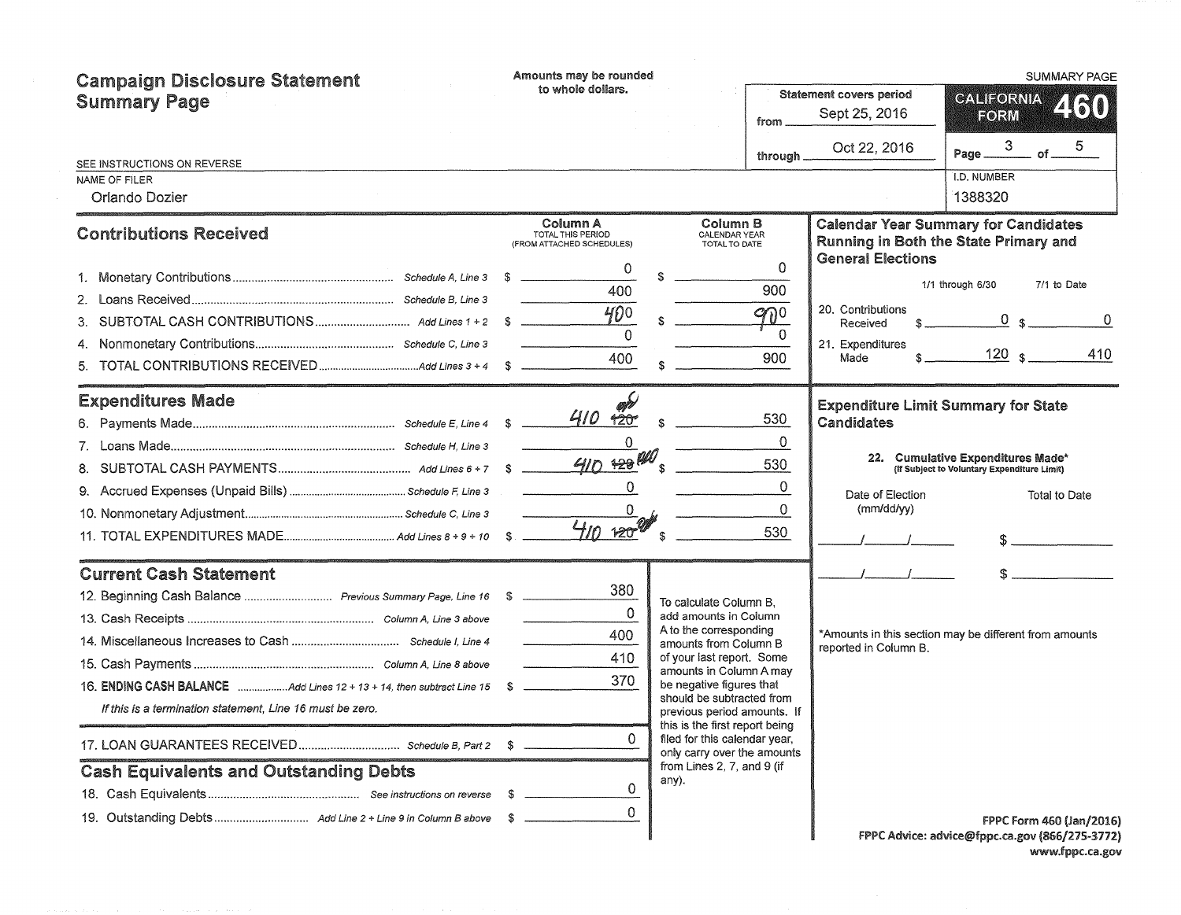# Campaign Disclosure Statement Summary Page

Amounts may be rounded to whole dollars.

SUMMARY PAGE

**CALIFORNIA FORM 460**

Statement covers period from Sept 25, 2016 through Oct 22, 2016

Page 3 of 5

SEE INSTRUCTIONS ON REVERSE

NAME OF FILER: Orlando Dozier

I.D. NUMBER: 1388320

## Contributions Received

| | | Column A TOTAL THIS PERIOD (FROM ATTACHED SCHEDULES) | Column B CALENDAR YEAR TOTAL TO DATE |
|---|---|---|---|
| 1. Monetary Contributions | Schedule A, Line 3 | $ 0 | $ 0 |
| 2. Loans Received | Schedule B, Line 3 | 400 | 900 |
| 3. SUBTOTAL CASH CONTRIBUTIONS | Add Lines 1 + 2 | $ 400 | $ 900 |
| 4. Nonmonetary Contributions | Schedule C, Line 3 | 0 | 0 |
| 5. TOTAL CONTRIBUTIONS RECEIVED | Add Lines 3 + 4 | $ 400 | $ 900 |

## Expenditures Made

| | | Column A | Column B |
|---|---|---|---|
| 6. Payments Made | Schedule E, Line 4 | $ 410 ~~120~~ | $ 530 |
| 7. Loans Made | Schedule H, Line 3 | 0 | 0 |
| 8. SUBTOTAL CASH PAYMENTS | Add Lines 6 + 7 | $ 410 ~~120~~ | $ 530 |
| 9. Accrued Expenses (Unpaid Bills) | Schedule F, Line 3 | 0 | 0 |
| 10. Nonmonetary Adjustment | Schedule C, Line 3 | 0 | 0 |
| 11. TOTAL EXPENDITURES MADE | Add Lines 8 + 9 + 10 | $ 410 ~~120~~ | $ 530 |

## Current Cash Statement

| | | |
|---|---|---|
| 12. Beginning Cash Balance | Previous Summary Page, Line 16 | $ 380 |
| 13. Cash Receipts | Column A, Line 3 above | 0 |
| 14. Miscellaneous Increases to Cash | Schedule I, Line 4 | 400 |
| 15. Cash Payments | Column A, Line 8 above | 410 |
| 16. **ENDING CASH BALANCE** | Add Lines 12 + 13 + 14, then subtract Line 15 | $ 370 |

*If this is a termination statement, Line 16 must be zero.*

| | | |
|---|---|---|
| 17. LOAN GUARANTEES RECEIVED | Schedule B, Part 2 | $ 0 |

To calculate Column B, add amounts in Column A to the corresponding amounts from Column B of your last report. Some amounts in Column A may be negative figures that should be subtracted from previous period amounts. If this is the first report being filed for this calendar year, only carry over the amounts from Lines 2, 7, and 9 (if any).

## Cash Equivalents and Outstanding Debts

| | | |
|---|---|---|
| 18. Cash Equivalents | See instructions on reverse | $ 0 |
| 19. Outstanding Debts | Add Line 2 + Line 9 in Column B above | $ 0 |

## Calendar Year Summary for Candidates Running in Both the State Primary and General Elections

| | 1/1 through 6/30 | 7/1 to Date |
|---|---|---|
| 20. Contributions Received | $ 0 | $ 0 |
| 21. Expenditures Made | $ 120 | $ 410 |

## Expenditure Limit Summary for State Candidates

**22. Cumulative Expenditures Made*** (If Subject to Voluntary Expenditure Limit)

| Date of Election (mm/dd/yy) | Total to Date |
|---|---|
| / / | $ |
| / / | $ |

*Amounts in this section may be different from amounts reported in Column B.

FPPC Form 460 (Jan/2016)
FPPC Advice: advice@fppc.ca.gov (866/275-3772)
www.fppc.ca.gov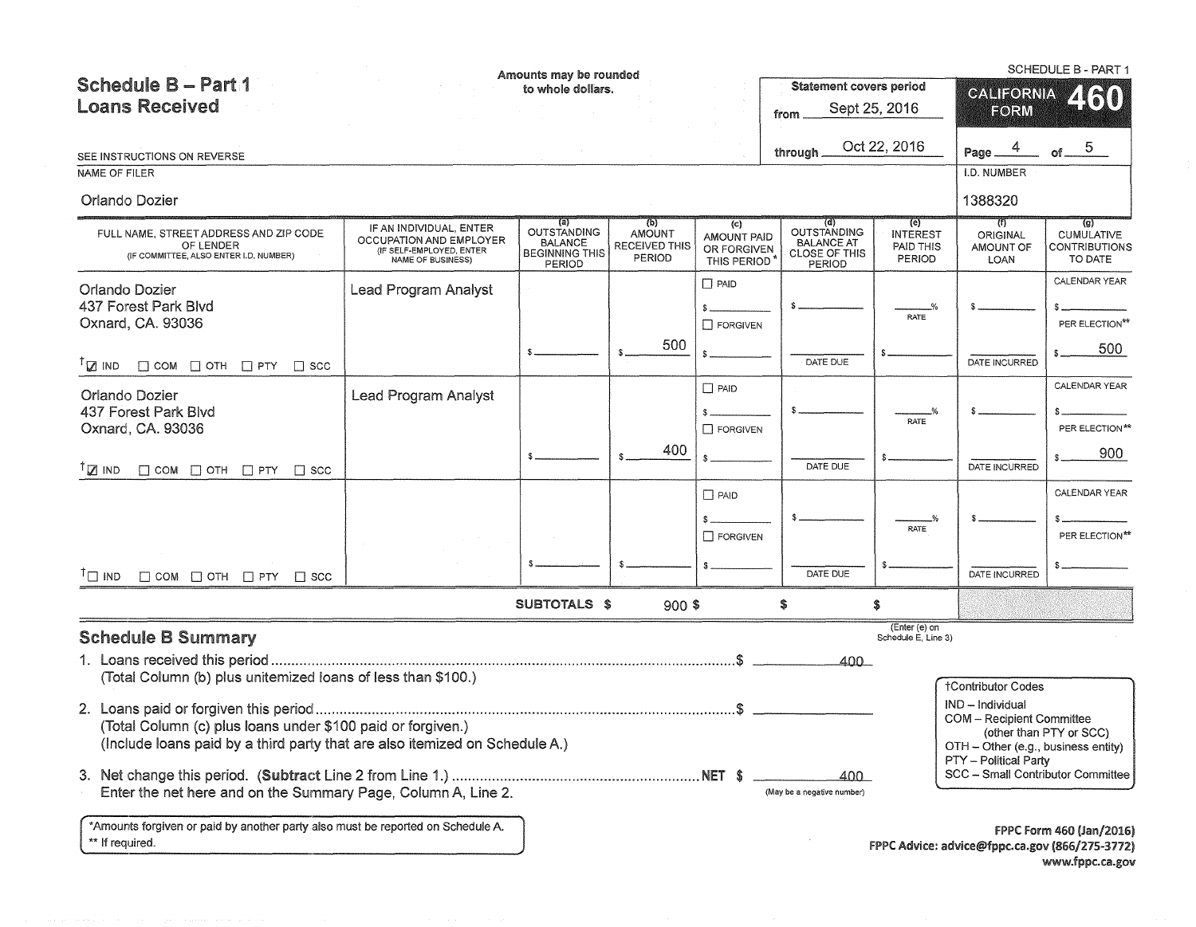SCHEDULE B - PART 1

## Schedule B – Part 1
## Loans Received

Amounts may be rounded to whole dollars.

| Statement covers period | |
|---|---|
| from | Sept 25, 2016 |
| through | Oct 22, 2016 |

**CALIFORNIA FORM 460**

Page 4 of 5

SEE INSTRUCTIONS ON REVERSE

NAME OF FILER: Orlando Dozier

I.D. NUMBER: 1388320

| FULL NAME, STREET ADDRESS AND ZIP CODE OF LENDER (IF COMMITTEE, ALSO ENTER I.D. NUMBER) | IF AN INDIVIDUAL, ENTER OCCUPATION AND EMPLOYER (IF SELF-EMPLOYED, ENTER NAME OF BUSINESS) | (a) OUTSTANDING BALANCE BEGINNING THIS PERIOD | (b) AMOUNT RECEIVED THIS PERIOD | (c) AMOUNT PAID OR FORGIVEN THIS PERIOD* | (d) OUTSTANDING BALANCE AT CLOSE OF THIS PERIOD | (e) INTEREST PAID THIS PERIOD | (f) ORIGINAL AMOUNT OF LOAN | (g) CUMULATIVE CONTRIBUTIONS TO DATE |
|---|---|---|---|---|---|---|---|---|
| Orlando Dozier<br>437 Forest Park Blvd<br>Oxnard, CA. 93036<br>†☑ IND ☐ COM ☐ OTH ☐ PTY ☐ SCC | Lead Program Analyst | $ | $ 500 | ☐ PAID $<br>☐ FORGIVEN $ | $<br>DATE DUE | % RATE<br>$ | $<br>DATE INCURRED | CALENDAR YEAR $<br>PER ELECTION** $ 500 |
| Orlando Dozier<br>437 Forest Park Blvd<br>Oxnard, CA. 93036<br>†☑ IND ☐ COM ☐ OTH ☐ PTY ☐ SCC | Lead Program Analyst | $ | $ 400 | ☐ PAID $<br>☐ FORGIVEN $ | $<br>DATE DUE | % RATE<br>$ | $<br>DATE INCURRED | CALENDAR YEAR $<br>PER ELECTION** $ 900 |
| †☐ IND ☐ COM ☐ OTH ☐ PTY ☐ SCC | | $ | $ | ☐ PAID $<br>☐ FORGIVEN $ | $<br>DATE DUE | % RATE<br>$ | $<br>DATE INCURRED | CALENDAR YEAR $<br>PER ELECTION** $ |
| | SUBTOTALS | $ | $ 900 | $ | $ | $ (Enter (e) on Schedule E, Line 3) | | |

## Schedule B Summary

1. Loans received this period ........................................ $ 400
   (Total Column (b) plus unitemized loans of less than $100.)

2. Loans paid or forgiven this period ........................................ $
   (Total Column (c) plus loans under $100 paid or forgiven.)
   (Include loans paid by a third party that are also itemized on Schedule A.)

3. Net change this period. (**Subtract** Line 2 from Line 1.) ........................................ NET $ 400 (May be a negative number)
   Enter the net here and on the Summary Page, Column A, Line 2.

†Contributor Codes
- IND – Individual
- COM – Recipient Committee (other than PTY or SCC)
- OTH – Other (e.g., business entity)
- PTY – Political Party
- SCC – Small Contributor Committee

*Amounts forgiven or paid by another party also must be reported on Schedule A.
** If required.

FPPC Form 460 (Jan/2016)
FPPC Advice: advice@fppc.ca.gov (866/275-3772)
www.fppc.ca.gov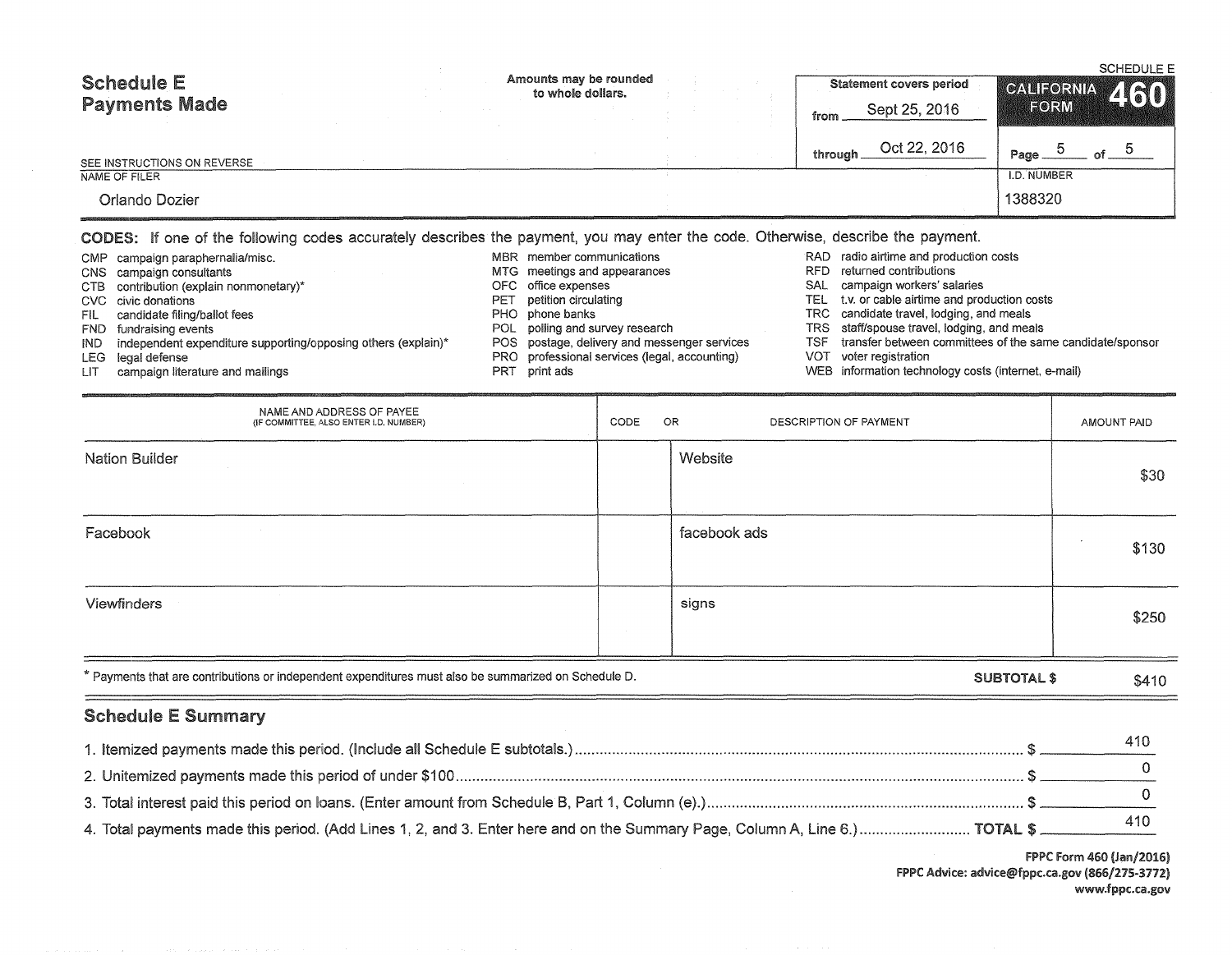# Schedule E
## Payments Made

Amounts may be rounded to whole dollars.

SCHEDULE E

**CALIFORNIA FORM 460**

Statement covers period

from Sept 25, 2016

through Oct 22, 2016

Page 5 of 5

SEE INSTRUCTIONS ON REVERSE

NAME OF FILER: Orlando Dozier

I.D. NUMBER: 1388320

**CODES:** If one of the following codes accurately describes the payment, you may enter the code. Otherwise, describe the payment.

- CMP campaign paraphernalia/misc.
- CNS campaign consultants
- CTB contribution (explain nonmonetary)*
- CVC civic donations
- FIL candidate filing/ballot fees
- FND fundraising events
- IND independent expenditure supporting/opposing others (explain)*
- LEG legal defense
- LIT campaign literature and mailings
- MBR member communications
- MTG meetings and appearances
- OFC office expenses
- PET petition circulating
- PHO phone banks
- POL polling and survey research
- POS postage, delivery and messenger services
- PRO professional services (legal, accounting)
- PRT print ads
- RAD radio airtime and production costs
- RFD returned contributions
- SAL campaign workers' salaries
- TEL t.v. or cable airtime and production costs
- TRC candidate travel, lodging, and meals
- TRS staff/spouse travel, lodging, and meals
- TSF transfer between committees of the same candidate/sponsor
- VOT voter registration
- WEB information technology costs (internet, e-mail)

| NAME AND ADDRESS OF PAYEE (IF COMMITTEE, ALSO ENTER I.D. NUMBER) | CODE | OR DESCRIPTION OF PAYMENT | AMOUNT PAID |
|---|---|---|---|
| Nation Builder | | Website | $30 |
| Facebook | | facebook ads | $130 |
| Viewfinders | | signs | $250 |

\* Payments that are contributions or independent expenditures must also be summarized on Schedule D.

**SUBTOTAL $** $410

## Schedule E Summary

1. Itemized payments made this period. (Include all Schedule E subtotals.) ........ $ 410
2. Unitemized payments made this period of under $100 ........ $ 0
3. Total interest paid this period on loans. (Enter amount from Schedule B, Part 1, Column (e).) ........ $ 0
4. Total payments made this period. (Add Lines 1, 2, and 3. Enter here and on the Summary Page, Column A, Line 6.) ........ **TOTAL $** 410

FPPC Form 460 (Jan/2016)
FPPC Advice: advice@fppc.ca.gov (866/275-3772)
www.fppc.ca.gov